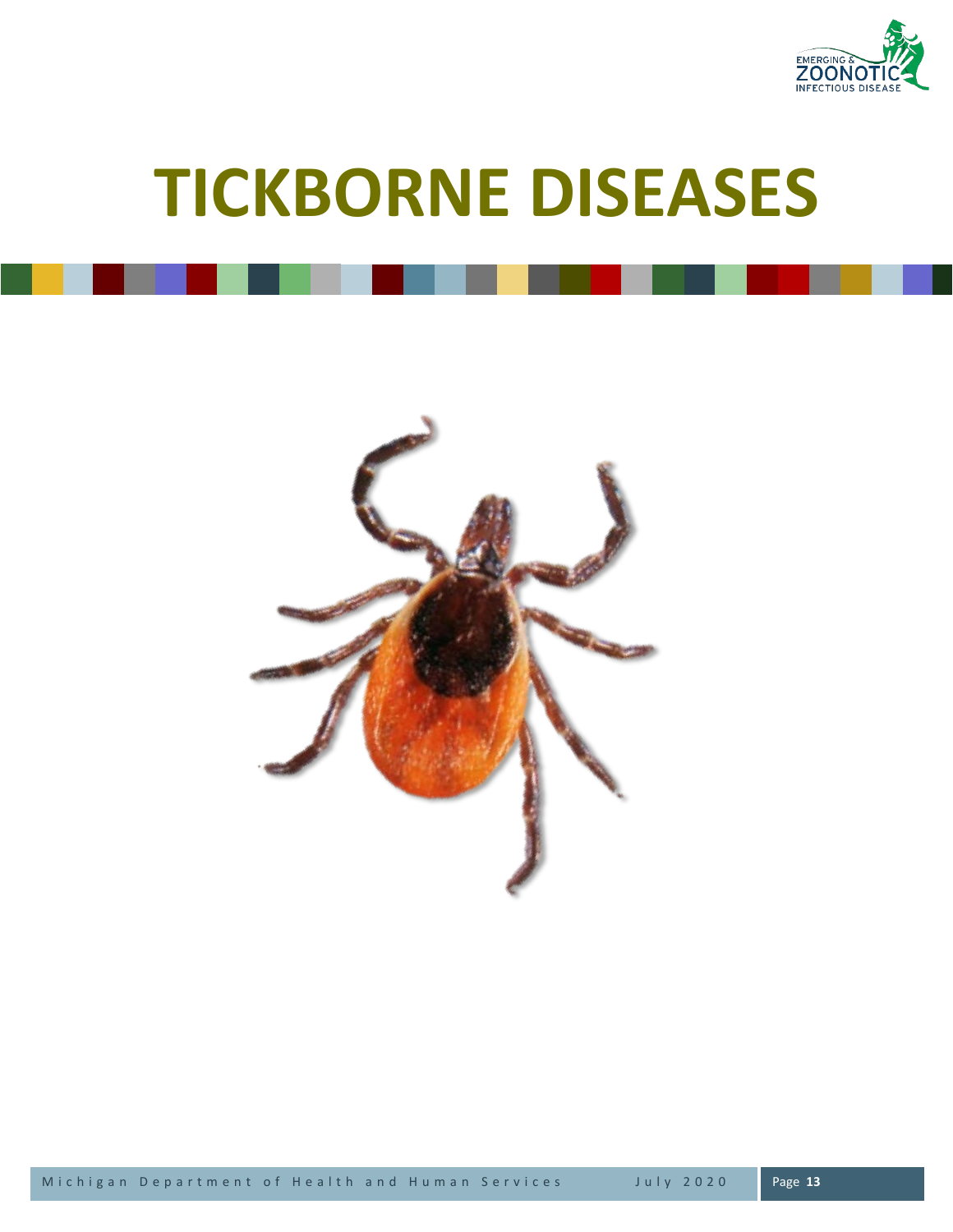# TICKBORNE DISEASES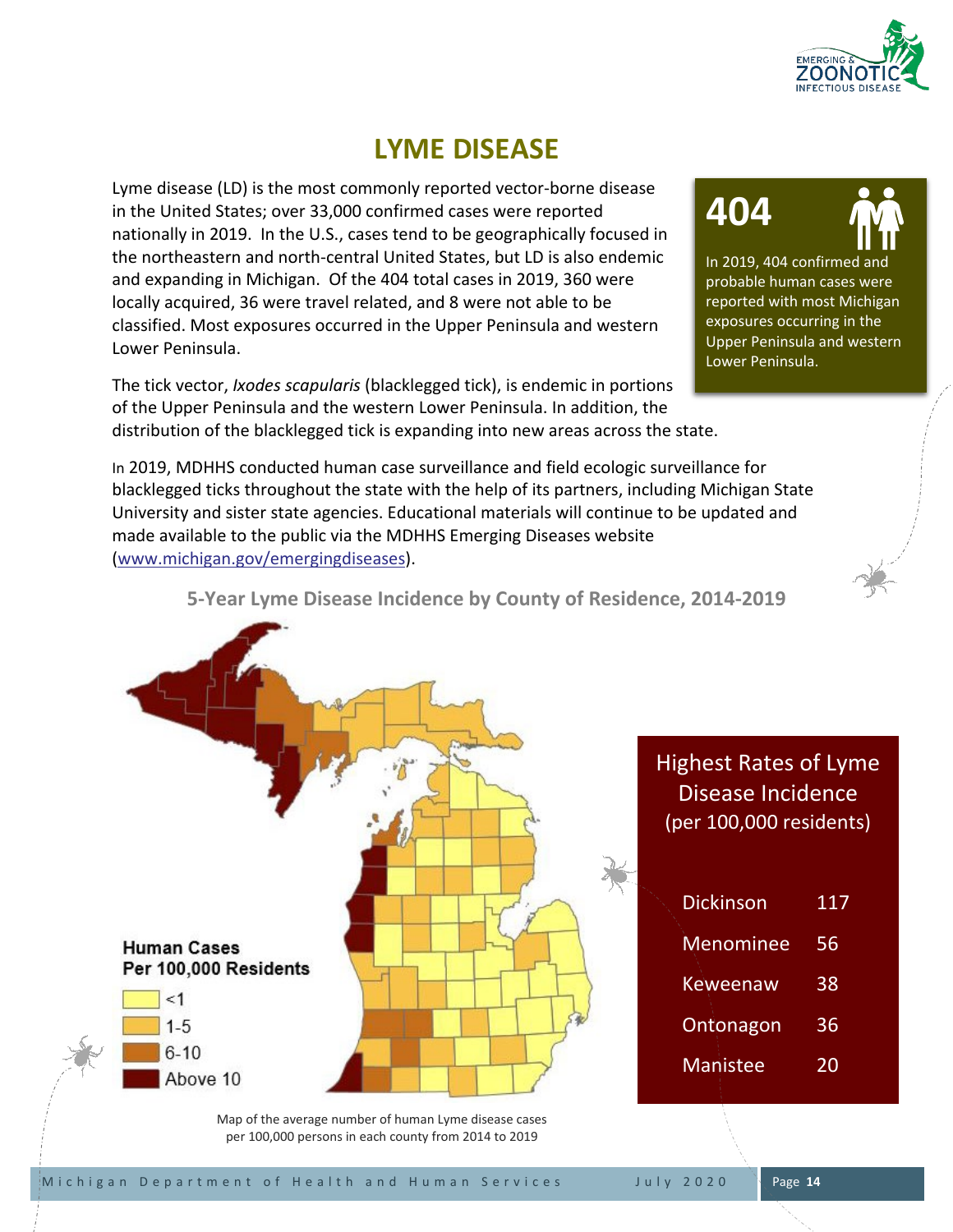# LYME DISEASE

Lyme disease (LD) is the most commonly reported vector-borne disease in the United States; over 33,000 confirmed cases were reported nationally in 2019. In the U.S., cases tend to be geographically focused in the northeastern and north-central United States, but LD is also endemic and expanding in Michigan. Of the 404 total cases in 2019, 360 were locally acquired, 36 were travel related, and 8 were not able to be classified. Most exposures occurred in the Upper Peninsula and western Lower Peninsula.

**404**

In 2019, 404 confirmed and probable human cases were reported with most Michigan exposures occurring in the Upper Peninsula and western Lower Peninsula.

The tick vector, *Ixodes scapularis* (blacklegged tick), is endemic in portions of the Upper Peninsula and the western Lower Peninsula. In addition, the distribution of the blacklegged tick is expanding into new areas across the state.

In 2019, MDHHS conducted human case surveillance and field ecologic surveillance for blacklegged ticks throughout the state with the help of its partners, including Michigan State University and sister state agencies. Educational materials will continue to be updated and made available to the public via the MDHHS Emerging Diseases website (www.michigan.gov/emergingdiseases).

### 5-Year Lyme Disease Incidence by County of Residence, 2014-2019

**Human Cases Per 100,000 Residents**

- <1
- 1-5
- 6-10
- Above 10

Map of the average number of human Lyme disease cases per 100,000 persons in each county from 2014 to 2019

**Highest Rates of Lyme Disease Incidence (per 100,000 residents)**

| County | Rate |
|---|---|
| Dickinson | 117 |
| Menominee | 56 |
| Keweenaw | 38 |
| Ontonagon | 36 |
| Manistee | 20 |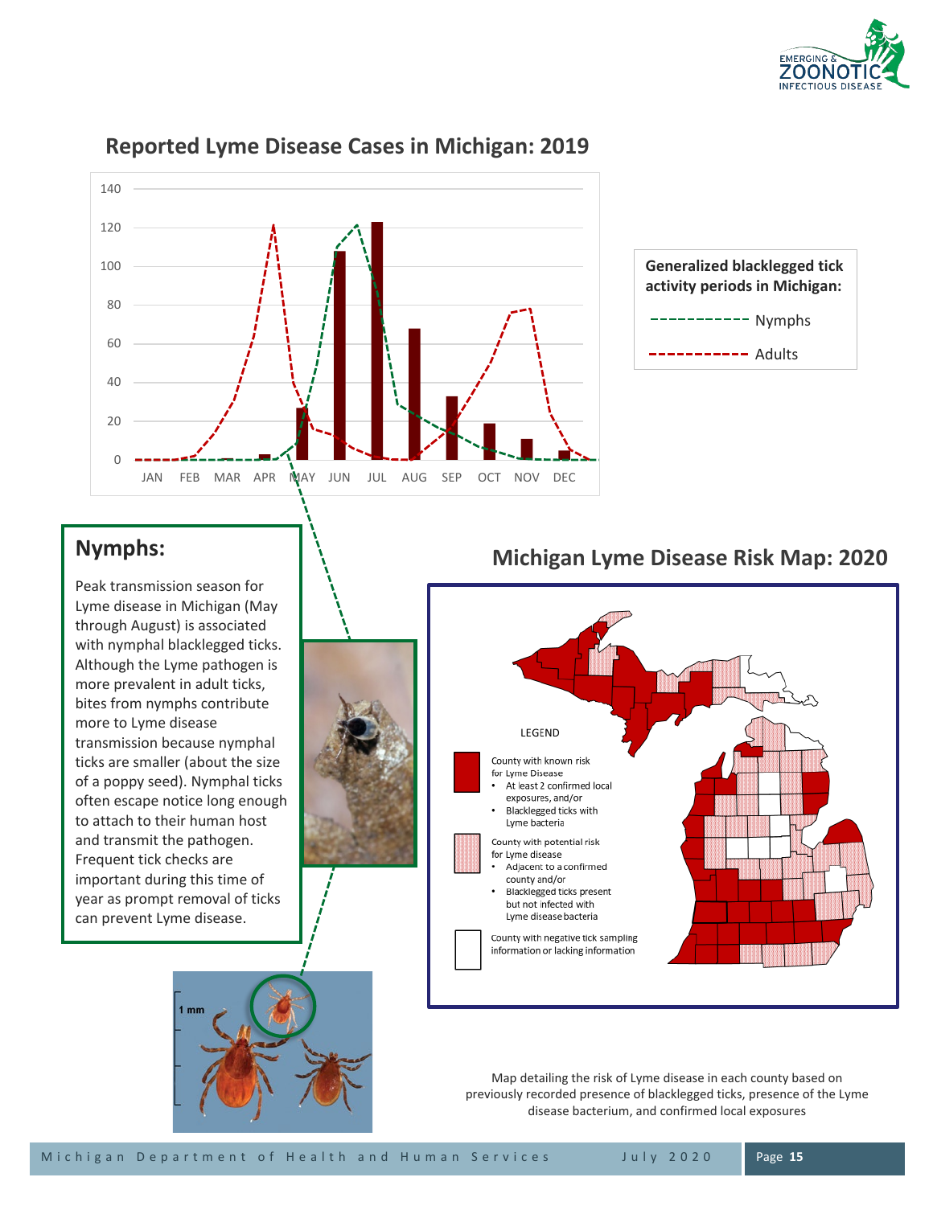## Reported Lyme Disease Cases in Michigan: 2019

**Generalized blacklegged tick activity periods in Michigan:**

- Nymphs
- Adults

## Nymphs:

Peak transmission season for Lyme disease in Michigan (May through August) is associated with nymphal blacklegged ticks. Although the Lyme pathogen is more prevalent in adult ticks, bites from nymphs contribute more to Lyme disease transmission because nymphal ticks are smaller (about the size of a poppy seed). Nymphal ticks often escape notice long enough to attach to their human host and transmit the pathogen. Frequent tick checks are important during this time of year as prompt removal of ticks can prevent Lyme disease.

## Michigan Lyme Disease Risk Map: 2020

LEGEND

- County with known risk for Lyme Disease
  - At least 2 confirmed local exposures, and/or
  - Blacklegged ticks with Lyme bacteria
- County with potential risk for Lyme disease
  - Adjacent to a confirmed county and/or
  - Blacklegged ticks present but not infected with Lyme disease bacteria
- County with negative tick sampling information or lacking information

Map detailing the risk of Lyme disease in each county based on previously recorded presence of blacklegged ticks, presence of the Lyme disease bacterium, and confirmed local exposures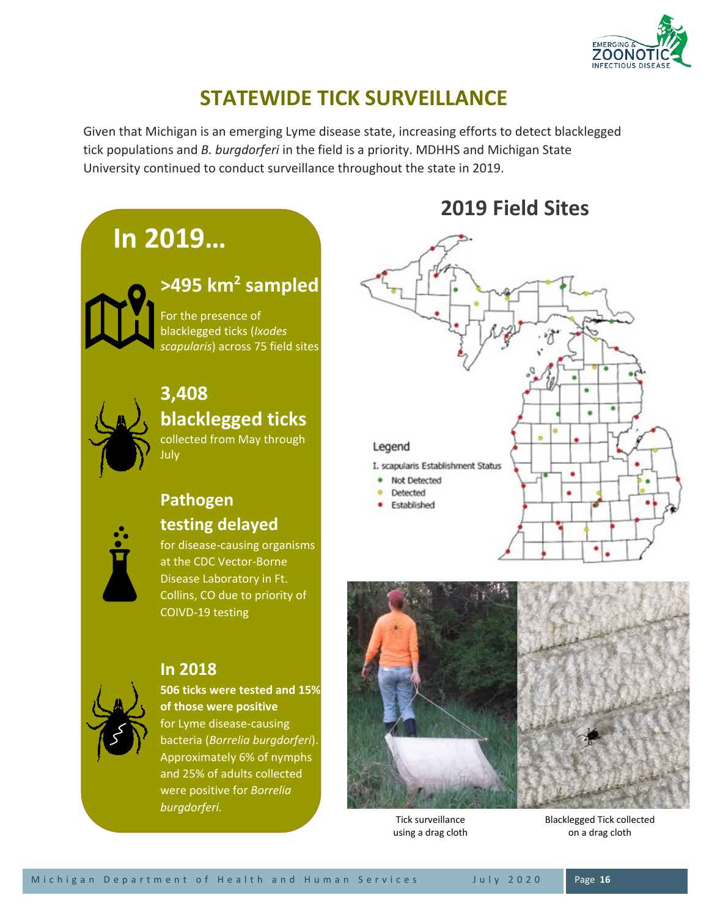## STATEWIDE TICK SURVEILLANCE

Given that Michigan is an emerging Lyme disease state, increasing efforts to detect blacklegged tick populations and *B. burgdorferi* in the field is a priority. MDHHS and Michigan State University continued to conduct surveillance throughout the state in 2019.

### In 2019…

**>495 km² sampled**

For the presence of blacklegged ticks (*Ixodes scapularis*) across 75 field sites

**3,408 blacklegged ticks**

collected from May through July

**Pathogen testing delayed**

for disease-causing organisms at the CDC Vector-Borne Disease Laboratory in Ft. Collins, CO due to priority of COIVD-19 testing

**In 2018**

**506 ticks were tested and 15% of those were positive** for Lyme disease-causing bacteria (*Borrelia burgdorferi*). Approximately 6% of nymphs and 25% of adults collected were positive for *Borrelia burgdorferi.*

### 2019 Field Sites

Legend

I. scapularis Establishment Status

- Not Detected
- Detected
- Established

Tick surveillance using a drag cloth

Blacklegged Tick collected on a drag cloth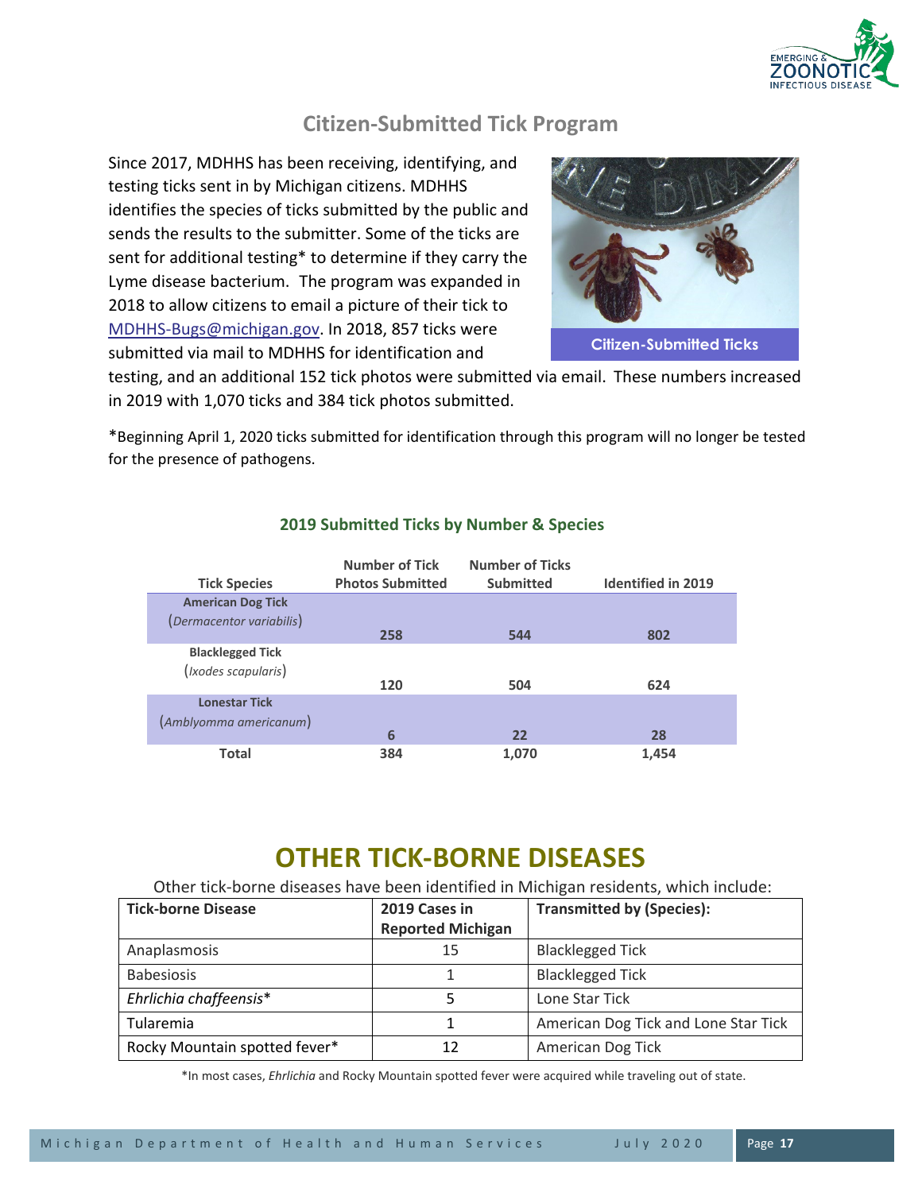## Citizen-Submitted Tick Program

Since 2017, MDHHS has been receiving, identifying, and testing ticks sent in by Michigan citizens. MDHHS identifies the species of ticks submitted by the public and sends the results to the submitter. Some of the ticks are sent for additional testing* to determine if they carry the Lyme disease bacterium. The program was expanded in 2018 to allow citizens to email a picture of their tick to MDHHS-Bugs@michigan.gov. In 2018, 857 ticks were submitted via mail to MDHHS for identification and testing, and an additional 152 tick photos were submitted via email. These numbers increased in 2019 with 1,070 ticks and 384 tick photos submitted.

Citizen-Submitted Ticks

*Beginning April 1, 2020 ticks submitted for identification through this program will no longer be tested for the presence of pathogens.

### 2019 Submitted Ticks by Number & Species

| Tick Species | Number of Tick Photos Submitted | Number of Ticks Submitted | Identified in 2019 |
|---|---|---|---|
| **American Dog Tick** (*Dermacentor variabilis*) | 258 | 544 | 802 |
| **Blacklegged Tick** (*Ixodes scapularis*) | 120 | 504 | 624 |
| **Lonestar Tick** (*Amblyomma americanum*) | 6 | 22 | 28 |
| **Total** | 384 | 1,070 | 1,454 |

# OTHER TICK-BORNE DISEASES

Other tick-borne diseases have been identified in Michigan residents, which include:

| Tick-borne Disease | 2019 Cases in Reported Michigan | Transmitted by (Species): |
|---|---|---|
| Anaplasmosis | 15 | Blacklegged Tick |
| Babesiosis | 1 | Blacklegged Tick |
| *Ehrlichia chaffeensis** | 5 | Lone Star Tick |
| Tularemia | 1 | American Dog Tick and Lone Star Tick |
| Rocky Mountain spotted fever* | 12 | American Dog Tick |

*In most cases, *Ehrlichia* and Rocky Mountain spotted fever were acquired while traveling out of state.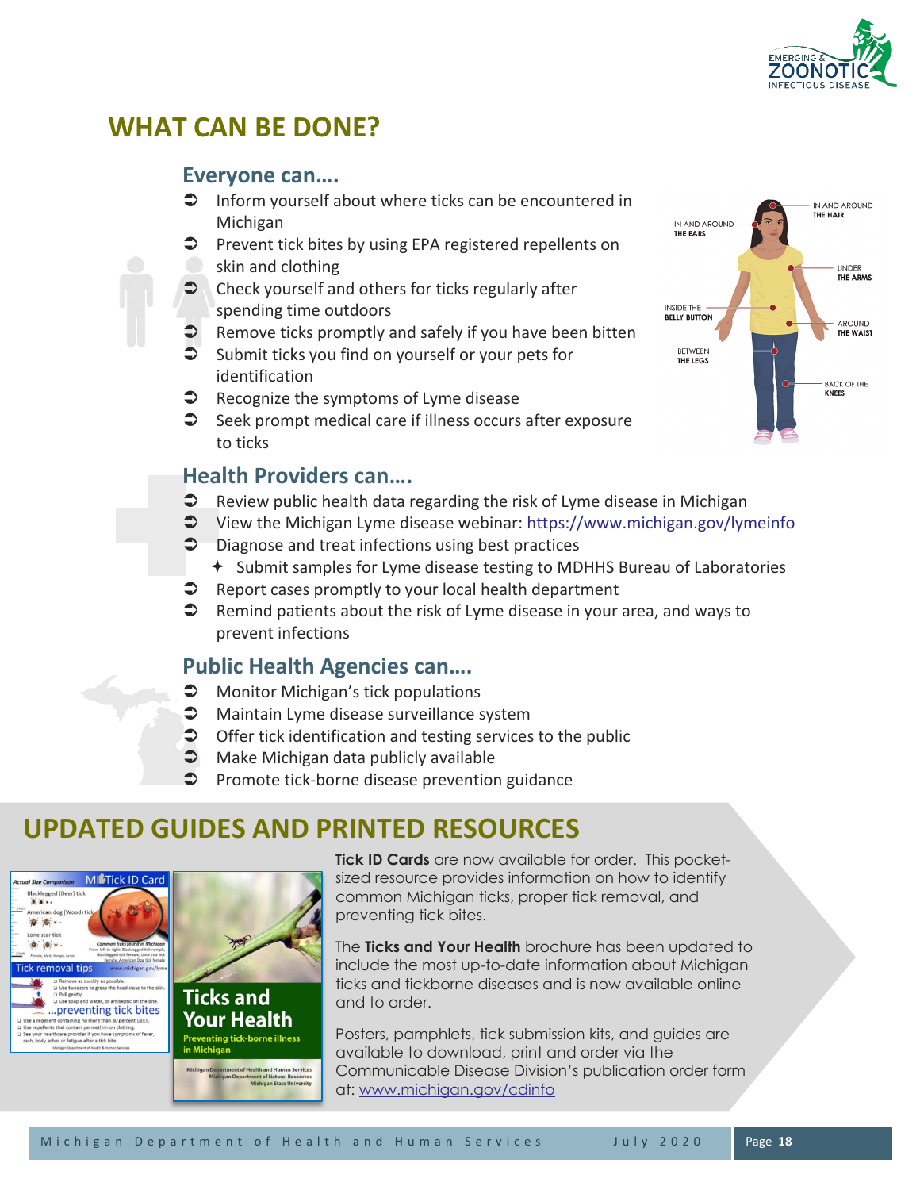# WHAT CAN BE DONE?

## Everyone can….

- Inform yourself about where ticks can be encountered in Michigan
- Prevent tick bites by using EPA registered repellents on skin and clothing
- Check yourself and others for ticks regularly after spending time outdoors
- Remove ticks promptly and safely if you have been bitten
- Submit ticks you find on yourself or your pets for identification
- Recognize the symptoms of Lyme disease
- Seek prompt medical care if illness occurs after exposure to ticks

IN AND AROUND THE HAIR
IN AND AROUND THE EARS
UNDER THE ARMS
INSIDE THE BELLY BUTTON
AROUND THE WAIST
BETWEEN THE LEGS
BACK OF THE KNEES

## Health Providers can….

- Review public health data regarding the risk of Lyme disease in Michigan
- View the Michigan Lyme disease webinar: https://www.michigan.gov/lymeinfo
- Diagnose and treat infections using best practices
  - Submit samples for Lyme disease testing to MDHHS Bureau of Laboratories
- Report cases promptly to your local health department
- Remind patients about the risk of Lyme disease in your area, and ways to prevent infections

## Public Health Agencies can….

- Monitor Michigan's tick populations
- Maintain Lyme disease surveillance system
- Offer tick identification and testing services to the public
- Make Michigan data publicly available
- Promote tick-borne disease prevention guidance

# UPDATED GUIDES AND PRINTED RESOURCES

**Tick ID Cards** are now available for order. This pocket-sized resource provides information on how to identify common Michigan ticks, proper tick removal, and preventing tick bites.

The **Ticks and Your Health** brochure has been updated to include the most up-to-date information about Michigan ticks and tickborne diseases and is now available online and to order.

Posters, pamphlets, tick submission kits, and guides are available to download, print and order via the Communicable Disease Division's publication order form at: www.michigan.gov/cdinfo